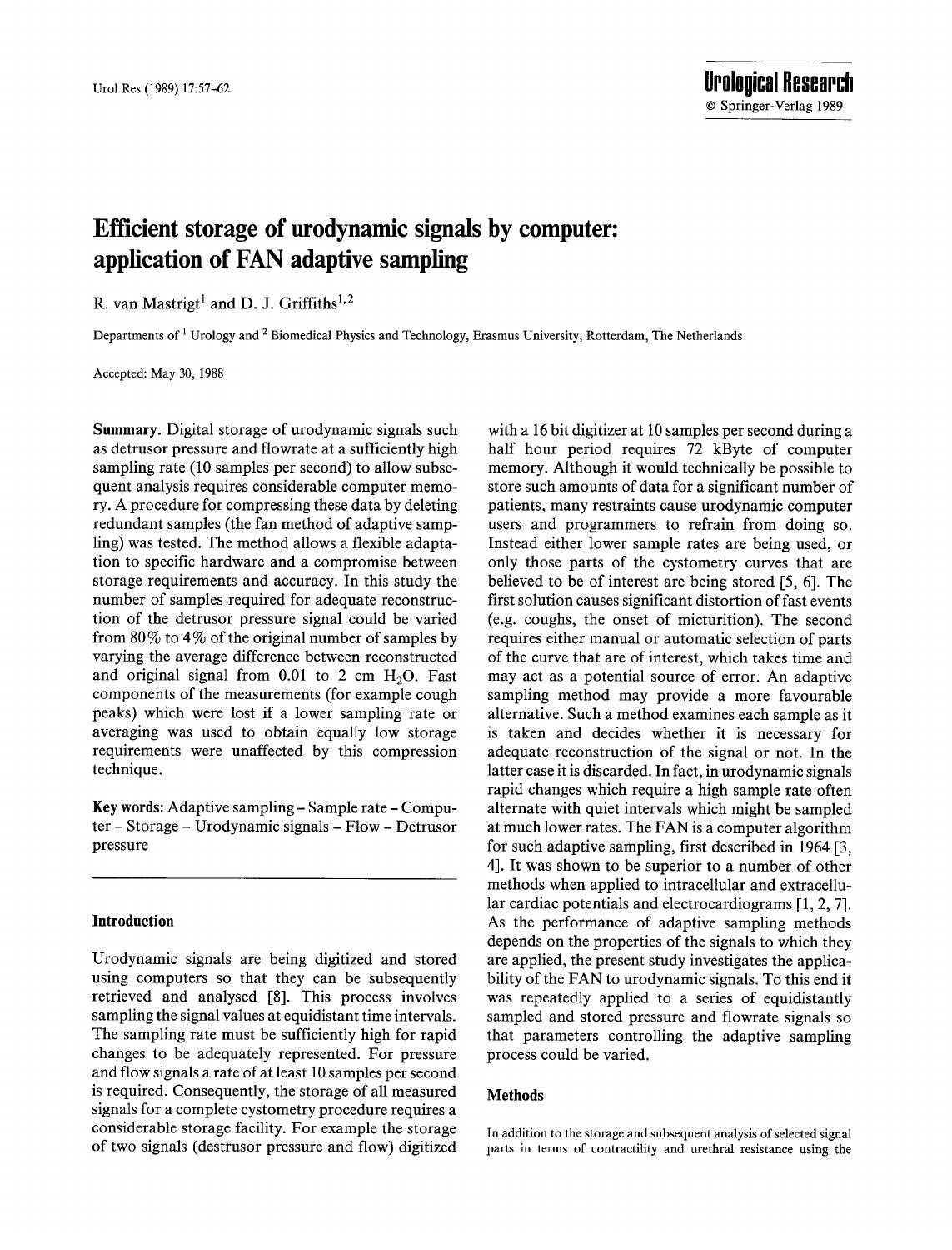# Efficient storage of urodynamic signals by computer: application of FAN adaptive sampling

R. van Mastrigt[1] and D. J. Griffiths[1,2]

Departments of [1] Urology and [2] Biomedical Physics and Technology, Erasmus University, Rotterdam, The Netherlands

Accepted: May 30, 1988

**Summary.** Digital storage of urodynamic signals such as detrusor pressure and flowrate at a sufficiently high sampling rate (10 samples per second) to allow subsequent analysis requires considerable computer memory. A procedure for compressing these data by deleting redundant samples (the fan method of adaptive sampling) was tested. The method allows a flexible adaptation to specific hardware and a compromise between storage requirements and accuracy. In this study the number of samples required for adequate reconstruction of the detrusor pressure signal could be varied from 80% to 4% of the original number of samples by varying the average difference between reconstructed and original signal from 0.01 to 2 cm $H_2O$. Fast components of the measurements (for example cough peaks) which were lost if a lower sampling rate or averaging was used to obtain equally low storage requirements were unaffected by this compression technique.

**Key words:** Adaptive sampling – Sample rate – Computer – Storage – Urodynamic signals – Flow – Detrusor pressure

## Introduction

Urodynamic signals are being digitized and stored using computers so that they can be subsequently retrieved and analysed [8]. This process involves sampling the signal values at equidistant time intervals. The sampling rate must be sufficiently high for rapid changes to be adequately represented. For pressure and flow signals a rate of at least 10 samples per second is required. Consequently, the storage of all measured signals for a complete cystometry procedure requires a considerable storage facility. For example the storage of two signals (destrusor pressure and flow) digitized with a 16 bit digitizer at 10 samples per second during a half hour period requires 72 kByte of computer memory. Although it would technically be possible to store such amounts of data for a significant number of patients, many restraints cause urodynamic computer users and programmers to refrain from doing so. Instead either lower sample rates are being used, or only those parts of the cystometry curves that are believed to be of interest are being stored [5, 6]. The first solution causes significant distortion of fast events (e.g. coughs, the onset of micturition). The second requires either manual or automatic selection of parts of the curve that are of interest, which takes time and may act as a potential source of error. An adaptive sampling method may provide a more favourable alternative. Such a method examines each sample as it is taken and decides whether it is necessary for adequate reconstruction of the signal or not. In the latter case it is discarded. In fact, in urodynamic signals rapid changes which require a high sample rate often alternate with quiet intervals which might be sampled at much lower rates. The FAN is a computer algorithm for such adaptive sampling, first described in 1964 [3, 4]. It was shown to be superior to a number of other methods when applied to intracellular and extracellular cardiac potentials and electrocardiograms [1, 2, 7]. As the performance of adaptive sampling methods depends on the properties of the signals to which they are applied, the present study investigates the applicability of the FAN to urodynamic signals. To this end it was repeatedly applied to a series of equidistantly sampled and stored pressure and flowrate signals so that parameters controlling the adaptive sampling process could be varied.

## Methods

In addition to the storage and subsequent analysis of selected signal parts in terms of contractility and urethral resistance using the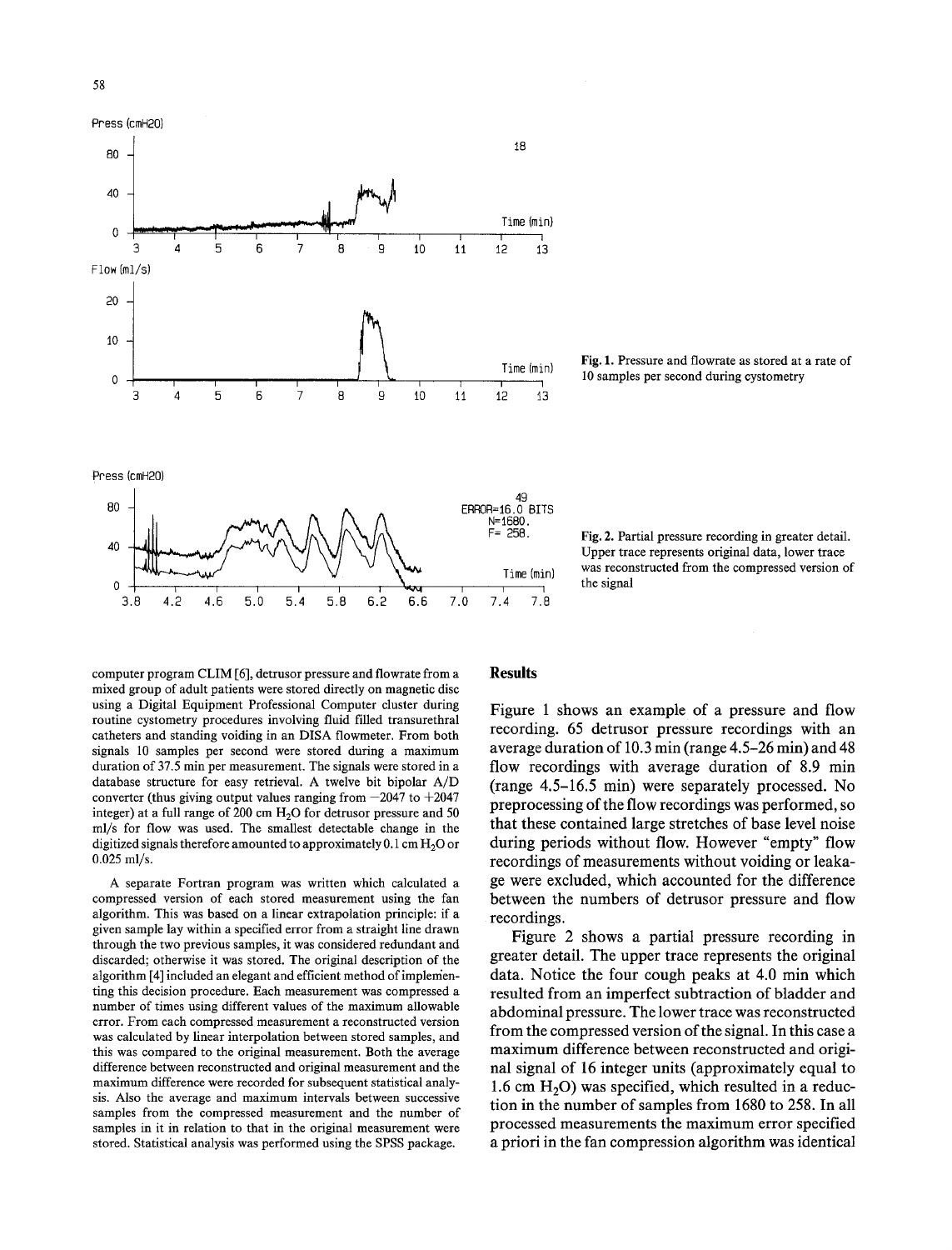Fig. 1. Pressure and flowrate as stored at a rate of 10 samples per second during cystometry

Fig. 2. Partial pressure recording in greater detail. Upper trace represents original data, lower trace was reconstructed from the compressed version of the signal

computer program CLIM [6], detrusor pressure and flowrate from a mixed group of adult patients were stored directly on magnetic disc using a Digital Equipment Professional Computer cluster during routine cystometry procedures involving fluid filled transurethral catheters and standing voiding in an DISA flowmeter. From both signals 10 samples per second were stored during a maximum duration of 37.5 min per measurement. The signals were stored in a database structure for easy retrieval. A twelve bit bipolar A/D converter (thus giving output values ranging from −2047 to +2047 integer) at a full range of 200 cm $H_2O$ for detrusor pressure and 50 ml/s for flow was used. The smallest detectable change in the digitized signals therefore amounted to approximately 0.1 cm $H_2O$ or 0.025 ml/s.

A separate Fortran program was written which calculated a compressed version of each stored measurement using the fan algorithm. This was based on a linear extrapolation principle: if a given sample lay within a specified error from a straight line drawn through the two previous samples, it was considered redundant and discarded; otherwise it was stored. The original description of the algorithm [4] included an elegant and efficient method of implementing this decision procedure. Each measurement was compressed a number of times using different values of the maximum allowable error. From each compressed measurement a reconstructed version was calculated by linear interpolation between stored samples, and this was compared to the original measurement. Both the average difference between reconstructed and original measurement and the maximum difference were recorded for subsequent statistical analysis. Also the average and maximum intervals between successive samples from the compressed measurement and the number of samples in it in relation to that in the original measurement were stored. Statistical analysis was performed using the SPSS package.

## Results

Figure 1 shows an example of a pressure and flow recording. 65 detrusor pressure recordings with an average duration of 10.3 min (range 4.5–26 min) and 48 flow recordings with average duration of 8.9 min (range 4.5–16.5 min) were separately processed. No preprocessing of the flow recordings was performed, so that these contained large stretches of base level noise during periods without flow. However "empty" flow recordings of measurements without voiding or leakage were excluded, which accounted for the difference between the numbers of detrusor pressure and flow recordings.

Figure 2 shows a partial pressure recording in greater detail. The upper trace represents the original data. Notice the four cough peaks at 4.0 min which resulted from an imperfect subtraction of bladder and abdominal pressure. The lower trace was reconstructed from the compressed version of the signal. In this case a maximum difference between reconstructed and original signal of 16 integer units (approximately equal to 1.6 cm $H_2O$) was specified, which resulted in a reduction in the number of samples from 1680 to 258. In all processed measurements the maximum error specified a priori in the fan compression algorithm was identical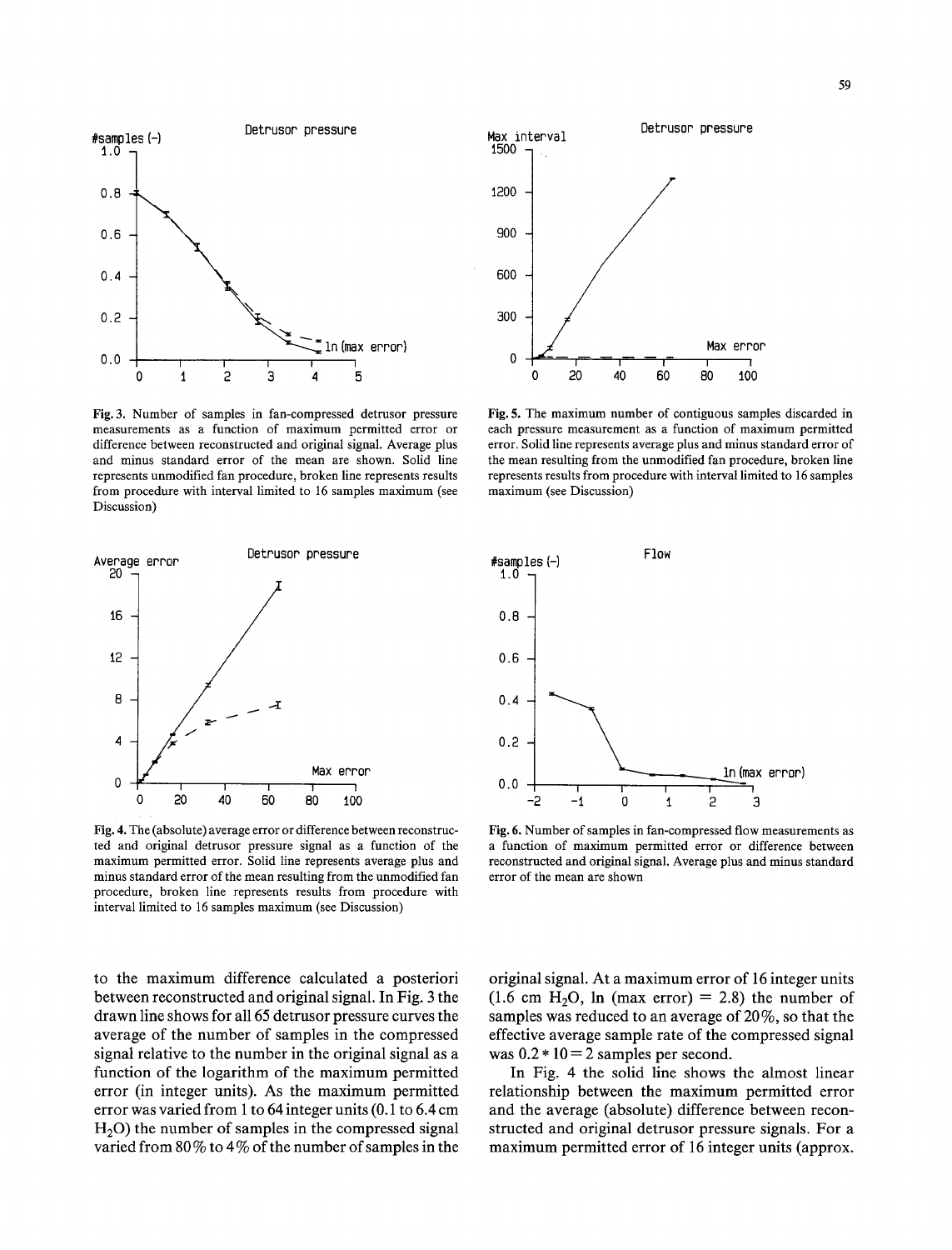Fig. 3. Number of samples in fan-compressed detrusor pressure measurements as a function of maximum permitted error or difference between reconstructed and original signal. Average plus and minus standard error of the mean are shown. Solid line represents unmodified fan procedure, broken line represents results from procedure with interval limited to 16 samples maximum (see Discussion)

Fig. 5. The maximum number of contiguous samples discarded in each pressure measurement as a function of maximum permitted error. Solid line represents average plus and minus standard error of the mean resulting from the unmodified fan procedure, broken line represents results from procedure with interval limited to 16 samples maximum (see Discussion)

Fig. 4. The (absolute) average error or difference between reconstructed and original detrusor pressure signal as a function of the maximum permitted error. Solid line represents average plus and minus standard error of the mean resulting from the unmodified fan procedure, broken line represents results from procedure with interval limited to 16 samples maximum (see Discussion)

Fig. 6. Number of samples in fan-compressed flow measurements as a function of maximum permitted error or difference between reconstructed and original signal. Average plus and minus standard error of the mean are shown

to the maximum difference calculated a posteriori between reconstructed and original signal. In Fig. 3 the drawn line shows for all 65 detrusor pressure curves the average of the number of samples in the compressed signal relative to the number in the original signal as a function of the logarithm of the maximum permitted error (in integer units). As the maximum permitted error was varied from 1 to 64 integer units (0.1 to 6.4 cm $H_2O$) the number of samples in the compressed signal varied from 80% to 4% of the number of samples in the original signal. At a maximum error of 16 integer units (1.6 cm $H_2O$, ln (max error) = 2.8) the number of samples was reduced to an average of 20%, so that the effective average sample rate of the compressed signal was $0.2 * 10 = 2$ samples per second.

In Fig. 4 the solid line shows the almost linear relationship between the maximum permitted error and the average (absolute) difference between reconstructed and original detrusor pressure signals. For a maximum permitted error of 16 integer units (approx.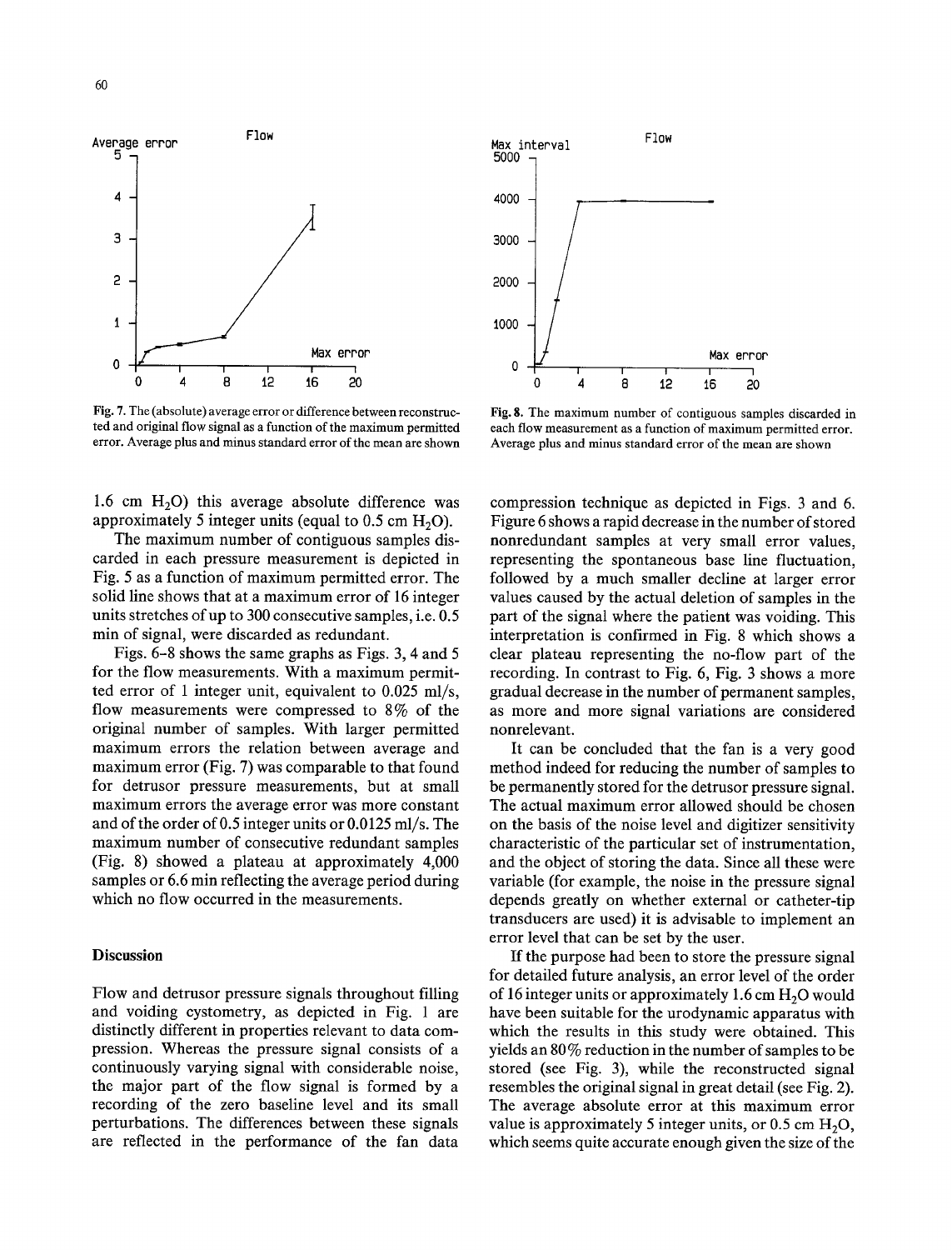Fig. 7. The (absolute) average error or difference between reconstructed and original flow signal as a function of the maximum permitted error. Average plus and minus standard error of the mean are shown

Fig. 8. The maximum number of contiguous samples discarded in each flow measurement as a function of maximum permitted error. Average plus and minus standard error of the mean are shown

1.6 cm $H_2O$) this average absolute difference was approximately 5 integer units (equal to 0.5 cm $H_2O$).

The maximum number of contiguous samples discarded in each pressure measurement is depicted in Fig. 5 as a function of maximum permitted error. The solid line shows that at a maximum error of 16 integer units stretches of up to 300 consecutive samples, i.e. 0.5 min of signal, were discarded as redundant.

Figs. 6–8 shows the same graphs as Figs. 3, 4 and 5 for the flow measurements. With a maximum permitted error of 1 integer unit, equivalent to 0.025 ml/s, flow measurements were compressed to 8% of the original number of samples. With larger permitted maximum errors the relation between average and maximum error (Fig. 7) was comparable to that found for detrusor pressure measurements, but at small maximum errors the average error was more constant and of the order of 0.5 integer units or 0.0125 ml/s. The maximum number of consecutive redundant samples (Fig. 8) showed a plateau at approximately 4,000 samples or 6.6 min reflecting the average period during which no flow occurred in the measurements.

## Discussion

Flow and detrusor pressure signals throughout filling and voiding cystometry, as depicted in Fig. 1 are distinctly different in properties relevant to data compression. Whereas the pressure signal consists of a continuously varying signal with considerable noise, the major part of the flow signal is formed by a recording of the zero baseline level and its small perturbations. The differences between these signals are reflected in the performance of the fan data compression technique as depicted in Figs. 3 and 6. Figure 6 shows a rapid decrease in the number of stored nonredundant samples at very small error values, representing the spontaneous base line fluctuation, followed by a much smaller decline at larger error values caused by the actual deletion of samples in the part of the signal where the patient was voiding. This interpretation is confirmed in Fig. 8 which shows a clear plateau representing the no-flow part of the recording. In contrast to Fig. 6, Fig. 3 shows a more gradual decrease in the number of permanent samples, as more and more signal variations are considered nonrelevant.

It can be concluded that the fan is a very good method indeed for reducing the number of samples to be permanently stored for the detrusor pressure signal. The actual maximum error allowed should be chosen on the basis of the noise level and digitizer sensitivity characteristic of the particular set of instrumentation, and the object of storing the data. Since all these were variable (for example, the noise in the pressure signal depends greatly on whether external or catheter-tip transducers are used) it is advisable to implement an error level that can be set by the user.

If the purpose had been to store the pressure signal for detailed future analysis, an error level of the order of 16 integer units or approximately 1.6 cm $H_2O$ would have been suitable for the urodynamic apparatus with which the results in this study were obtained. This yields an 80% reduction in the number of samples to be stored (see Fig. 3), while the reconstructed signal resembles the original signal in great detail (see Fig. 2). The average absolute error at this maximum error value is approximately 5 integer units, or 0.5 cm $H_2O$, which seems quite accurate enough given the size of the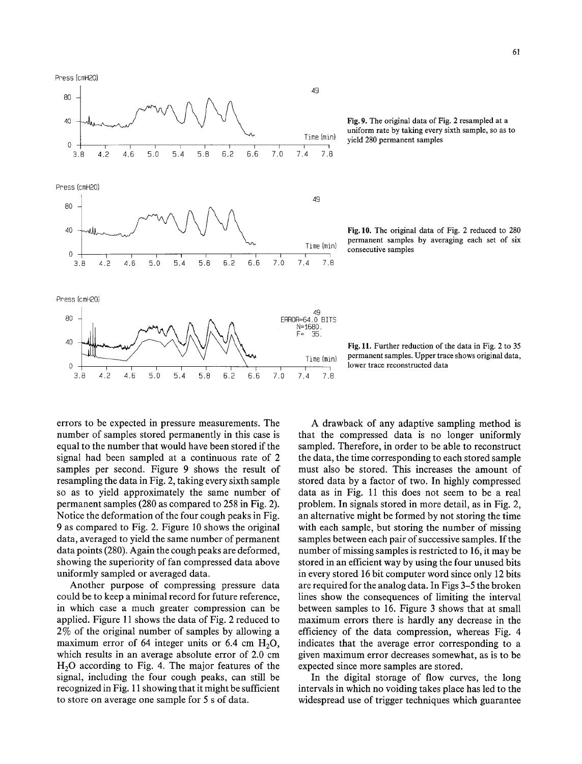Fig. 9. The original data of Fig. 2 resampled at a uniform rate by taking every sixth sample, so as to yield 280 permanent samples

Fig. 10. The original data of Fig. 2 reduced to 280 permanent samples by averaging each set of six consecutive samples

Fig. 11. Further reduction of the data in Fig. 2 to 35 permanent samples. Upper trace shows original data, lower trace reconstructed data

errors to be expected in pressure measurements. The number of samples stored permanently in this case is equal to the number that would have been stored if the signal had been sampled at a continuous rate of 2 samples per second. Figure 9 shows the result of resampling the data in Fig. 2, taking every sixth sample so as to yield approximately the same number of permanent samples (280 as compared to 258 in Fig. 2). Notice the deformation of the four cough peaks in Fig. 9 as compared to Fig. 2. Figure 10 shows the original data, averaged to yield the same number of permanent data points (280). Again the cough peaks are deformed, showing the superiority of fan compressed data above uniformly sampled or averaged data.

Another purpose of compressing pressure data could be to keep a minimal record for future reference, in which case a much greater compression can be applied. Figure 11 shows the data of Fig. 2 reduced to 2% of the original number of samples by allowing a maximum error of 64 integer units or 6.4 cm $H_2O$, which results in an average absolute error of 2.0 cm $H_2O$ according to Fig. 4. The major features of the signal, including the four cough peaks, can still be recognized in Fig. 11 showing that it might be sufficient to store on average one sample for 5 s of data.

A drawback of any adaptive sampling method is that the compressed data is no longer uniformly sampled. Therefore, in order to be able to reconstruct the data, the time corresponding to each stored sample must also be stored. This increases the amount of stored data by a factor of two. In highly compressed data as in Fig. 11 this does not seem to be a real problem. In signals stored in more detail, as in Fig. 2, an alternative might be formed by not storing the time with each sample, but storing the number of missing samples between each pair of successive samples. If the number of missing samples is restricted to 16, it may be stored in an efficient way by using the four unused bits in every stored 16 bit computer word since only 12 bits are required for the analog data. In Figs 3–5 the broken lines show the consequences of limiting the interval between samples to 16. Figure 3 shows that at small maximum errors there is hardly any decrease in the efficiency of the data compression, whereas Fig. 4 indicates that the average error corresponding to a given maximum error decreases somewhat, as is to be expected since more samples are stored.

In the digital storage of flow curves, the long intervals in which no voiding takes place has led to the widespread use of trigger techniques which guarantee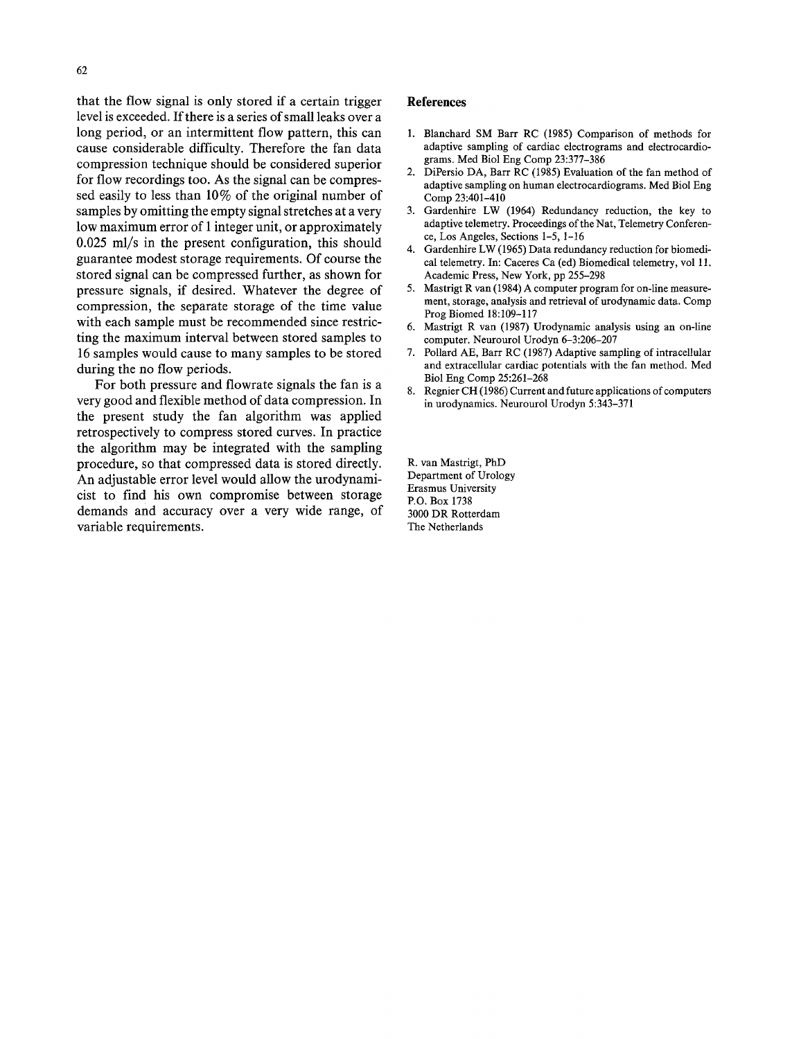that the flow signal is only stored if a certain trigger level is exceeded. If there is a series of small leaks over a long period, or an intermittent flow pattern, this can cause considerable difficulty. Therefore the fan data compression technique should be considered superior for flow recordings too. As the signal can be compressed easily to less than 10% of the original number of samples by omitting the empty signal stretches at a very low maximum error of 1 integer unit, or approximately 0.025 ml/s in the present configuration, this should guarantee modest storage requirements. Of course the stored signal can be compressed further, as shown for pressure signals, if desired. Whatever the degree of compression, the separate storage of the time value with each sample must be recommended since restricting the maximum interval between stored samples to 16 samples would cause to many samples to be stored during the no flow periods.

For both pressure and flowrate signals the fan is a very good and flexible method of data compression. In the present study the fan algorithm was applied retrospectively to compress stored curves. In practice the algorithm may be integrated with the sampling procedure, so that compressed data is stored directly. An adjustable error level would allow the urodynamicist to find his own compromise between storage demands and accuracy over a very wide range, of variable requirements.

## References

1. Blanchard SM Barr RC (1985) Comparison of methods for adaptive sampling of cardiac electrograms and electrocardiograms. Med Biol Eng Comp 23:377–386
2. DiPersio DA, Barr RC (1985) Evaluation of the fan method of adaptive sampling on human electrocardiograms. Med Biol Eng Comp 23:401–410
3. Gardenhire LW (1964) Redundancy reduction, the key to adaptive telemetry. Proceedings of the Nat, Telemetry Conference, Los Angeles, Sections 1–5, 1–16
4. Gardenhire LW (1965) Data redundancy reduction for biomedical telemetry. In: Caceres Ca (ed) Biomedical telemetry, vol 11. Academic Press, New York, pp 255–298
5. Mastrigt R van (1984) A computer program for on-line measurement, storage, analysis and retrieval of urodynamic data. Comp Prog Biomed 18:109–117
6. Mastrigt R van (1987) Urodynamic analysis using an on-line computer. Neurourol Urodyn 6-3:206-207
7. Pollard AE, Barr RC (1987) Adaptive sampling of intracellular and extracellular cardiac potentials with the fan method. Med Biol Eng Comp 25:261–268
8. Regnier CH (1986) Current and future applications of computers in urodynamics. Neurourol Urodyn 5:343–371

R. van Mastrigt, PhD  
Department of Urology  
Erasmus University  
P.O. Box 1738  
3000 DR Rotterdam  
The Netherlands